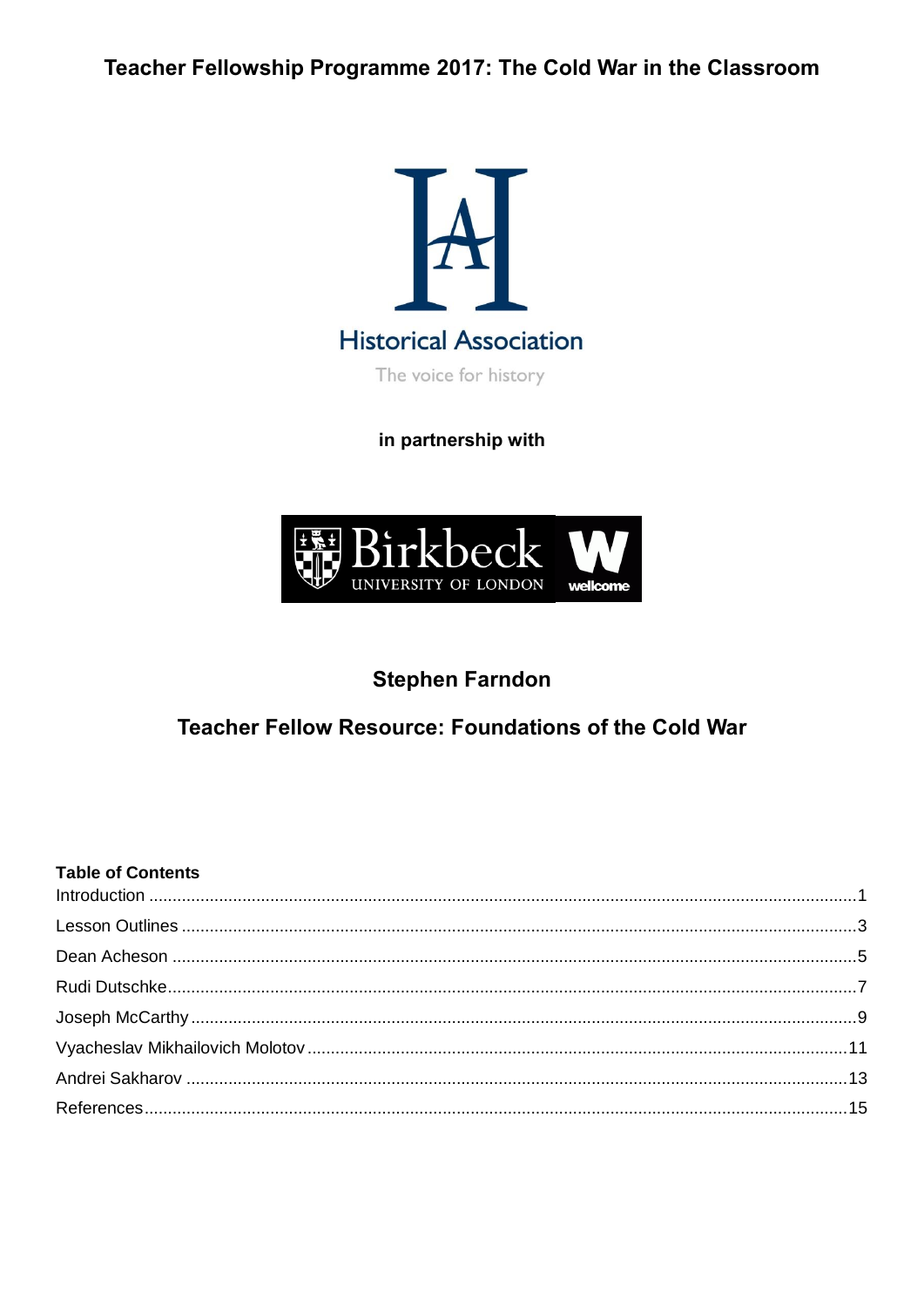# Teacher Fellowship Programme 2017: The Cold War in the Classroom

Historical Association

The voice for history

**in partnership with**

Birkbeck UNIVERSITY OF LONDON

wellcome

## Stephen Farndon

## Teacher Fellow Resource: Foundations of the Cold War

**Table of Contents**

| | |
|---|---|
| Introduction | 1 |
| Lesson Outlines | 3 |
| Dean Acheson | 5 |
| Rudi Dutschke | 7 |
| Joseph McCarthy | 9 |
| Vyacheslav Mikhailovich Molotov | 11 |
| Andrei Sakharov | 13 |
| References | 15 |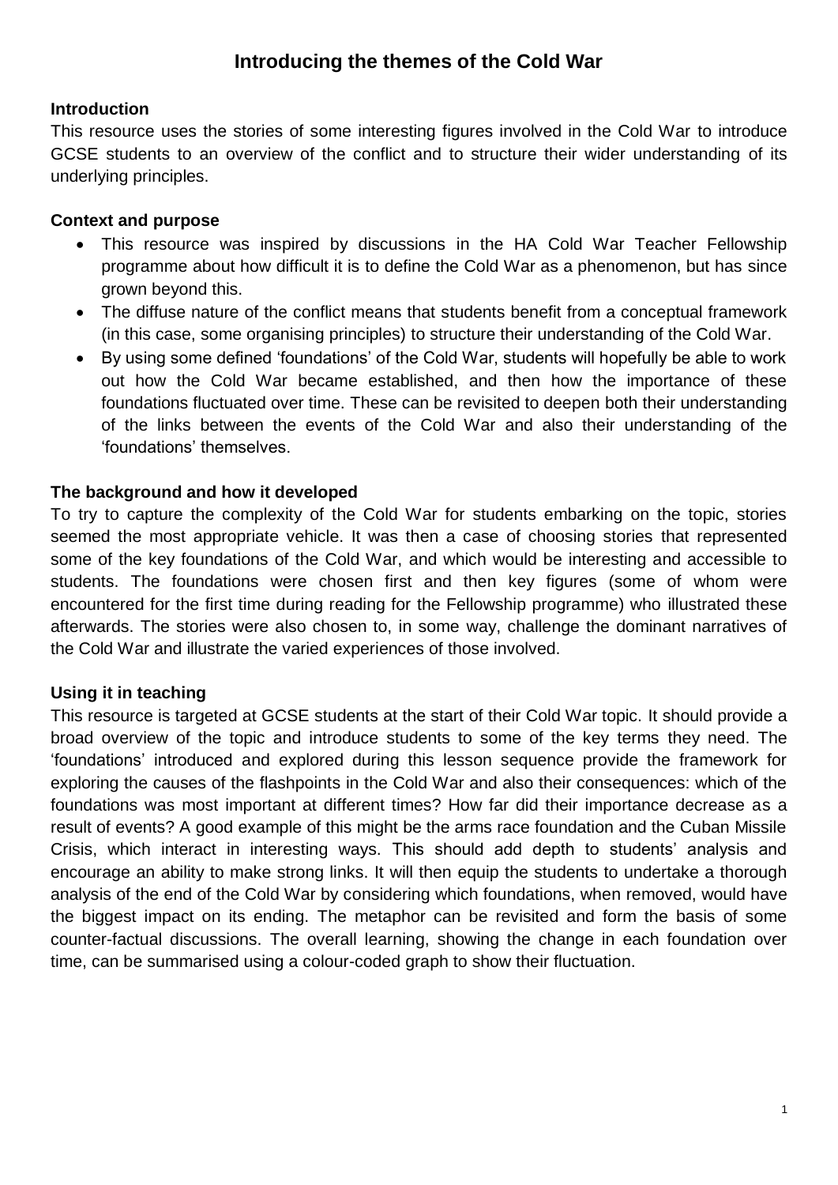# Introducing the themes of the Cold War

## Introduction

This resource uses the stories of some interesting figures involved in the Cold War to introduce GCSE students to an overview of the conflict and to structure their wider understanding of its underlying principles.

## Context and purpose

- This resource was inspired by discussions in the HA Cold War Teacher Fellowship programme about how difficult it is to define the Cold War as a phenomenon, but has since grown beyond this.
- The diffuse nature of the conflict means that students benefit from a conceptual framework (in this case, some organising principles) to structure their understanding of the Cold War.
- By using some defined 'foundations' of the Cold War, students will hopefully be able to work out how the Cold War became established, and then how the importance of these foundations fluctuated over time. These can be revisited to deepen both their understanding of the links between the events of the Cold War and also their understanding of the 'foundations' themselves.

## The background and how it developed

To try to capture the complexity of the Cold War for students embarking on the topic, stories seemed the most appropriate vehicle. It was then a case of choosing stories that represented some of the key foundations of the Cold War, and which would be interesting and accessible to students. The foundations were chosen first and then key figures (some of whom were encountered for the first time during reading for the Fellowship programme) who illustrated these afterwards. The stories were also chosen to, in some way, challenge the dominant narratives of the Cold War and illustrate the varied experiences of those involved.

## Using it in teaching

This resource is targeted at GCSE students at the start of their Cold War topic. It should provide a broad overview of the topic and introduce students to some of the key terms they need. The 'foundations' introduced and explored during this lesson sequence provide the framework for exploring the causes of the flashpoints in the Cold War and also their consequences: which of the foundations was most important at different times? How far did their importance decrease as a result of events? A good example of this might be the arms race foundation and the Cuban Missile Crisis, which interact in interesting ways. This should add depth to students' analysis and encourage an ability to make strong links. It will then equip the students to undertake a thorough analysis of the end of the Cold War by considering which foundations, when removed, would have the biggest impact on its ending. The metaphor can be revisited and form the basis of some counter-factual discussions. The overall learning, showing the change in each foundation over time, can be summarised using a colour-coded graph to show their fluctuation.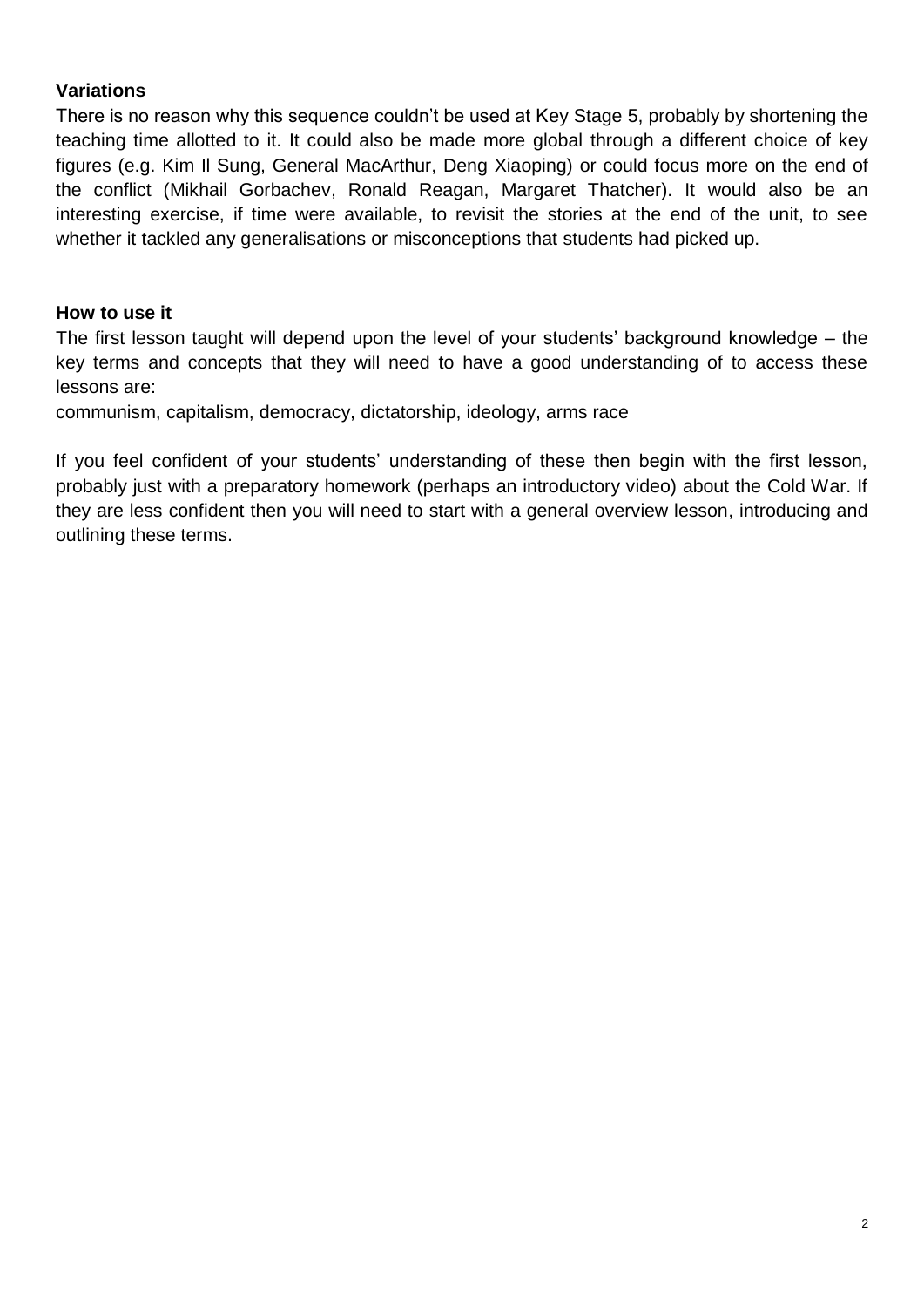**Variations**

There is no reason why this sequence couldn't be used at Key Stage 5, probably by shortening the teaching time allotted to it. It could also be made more global through a different choice of key figures (e.g. Kim Il Sung, General MacArthur, Deng Xiaoping) or could focus more on the end of the conflict (Mikhail Gorbachev, Ronald Reagan, Margaret Thatcher). It would also be an interesting exercise, if time were available, to revisit the stories at the end of the unit, to see whether it tackled any generalisations or misconceptions that students had picked up.

**How to use it**

The first lesson taught will depend upon the level of your students' background knowledge – the key terms and concepts that they will need to have a good understanding of to access these lessons are:

communism, capitalism, democracy, dictatorship, ideology, arms race

If you feel confident of your students' understanding of these then begin with the first lesson, probably just with a preparatory homework (perhaps an introductory video) about the Cold War. If they are less confident then you will need to start with a general overview lesson, introducing and outlining these terms.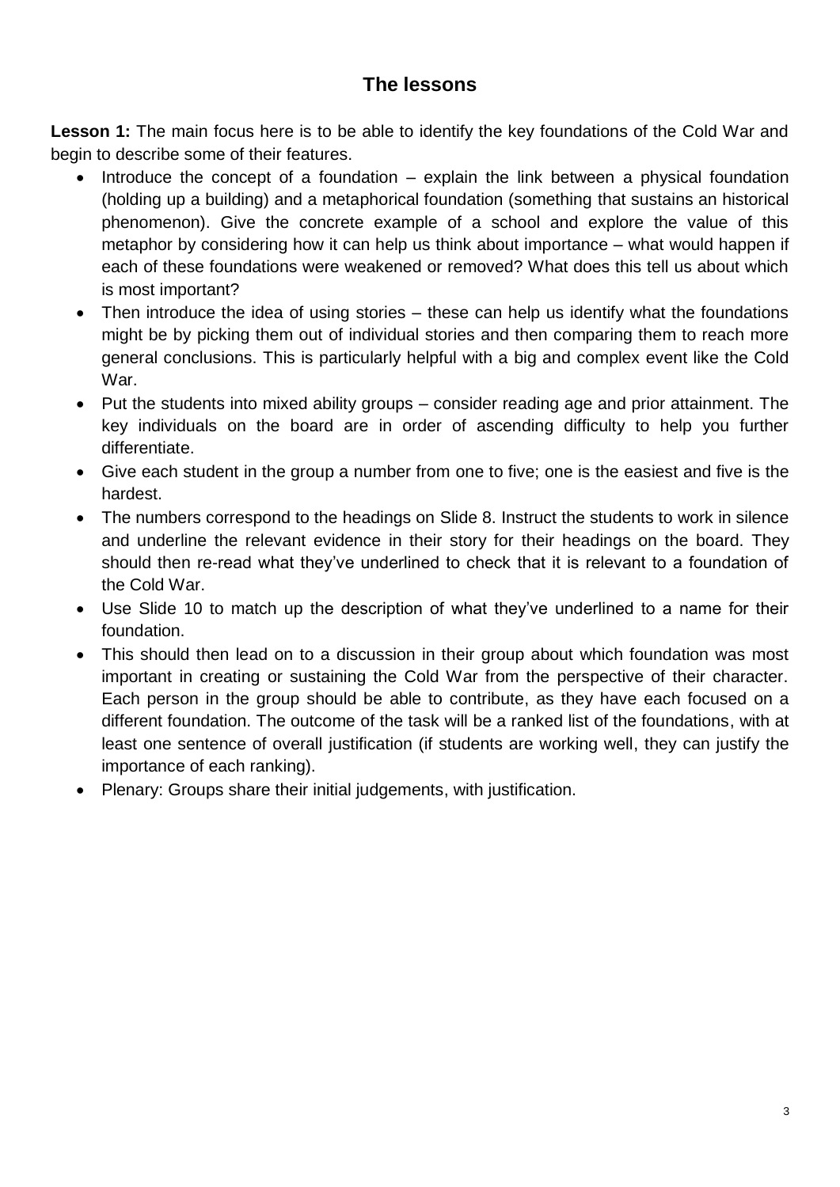## The lessons

**Lesson 1:** The main focus here is to be able to identify the key foundations of the Cold War and begin to describe some of their features.

- Introduce the concept of a foundation – explain the link between a physical foundation (holding up a building) and a metaphorical foundation (something that sustains an historical phenomenon). Give the concrete example of a school and explore the value of this metaphor by considering how it can help us think about importance – what would happen if each of these foundations were weakened or removed? What does this tell us about which is most important?
- Then introduce the idea of using stories – these can help us identify what the foundations might be by picking them out of individual stories and then comparing them to reach more general conclusions. This is particularly helpful with a big and complex event like the Cold War.
- Put the students into mixed ability groups – consider reading age and prior attainment. The key individuals on the board are in order of ascending difficulty to help you further differentiate.
- Give each student in the group a number from one to five; one is the easiest and five is the hardest.
- The numbers correspond to the headings on Slide 8. Instruct the students to work in silence and underline the relevant evidence in their story for their headings on the board. They should then re-read what they've underlined to check that it is relevant to a foundation of the Cold War.
- Use Slide 10 to match up the description of what they've underlined to a name for their foundation.
- This should then lead on to a discussion in their group about which foundation was most important in creating or sustaining the Cold War from the perspective of their character. Each person in the group should be able to contribute, as they have each focused on a different foundation. The outcome of the task will be a ranked list of the foundations, with at least one sentence of overall justification (if students are working well, they can justify the importance of each ranking).
- Plenary: Groups share their initial judgements, with justification.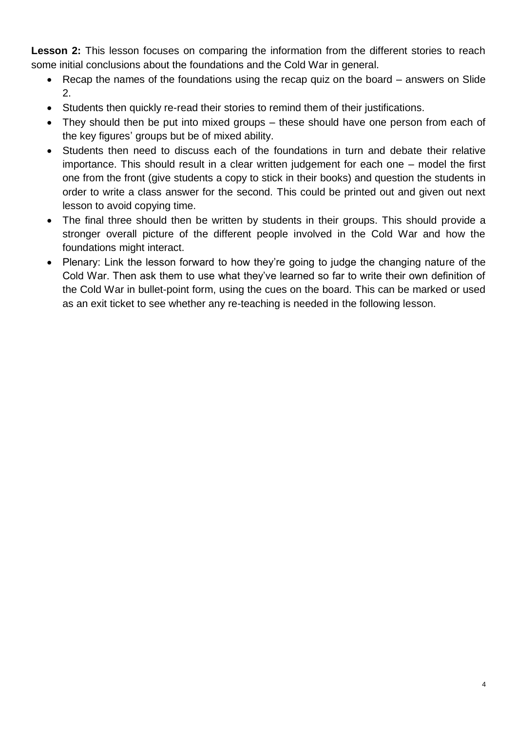**Lesson 2:** This lesson focuses on comparing the information from the different stories to reach some initial conclusions about the foundations and the Cold War in general.

- Recap the names of the foundations using the recap quiz on the board – answers on Slide 2.
- Students then quickly re-read their stories to remind them of their justifications.
- They should then be put into mixed groups – these should have one person from each of the key figures' groups but be of mixed ability.
- Students then need to discuss each of the foundations in turn and debate their relative importance. This should result in a clear written judgement for each one – model the first one from the front (give students a copy to stick in their books) and question the students in order to write a class answer for the second. This could be printed out and given out next lesson to avoid copying time.
- The final three should then be written by students in their groups. This should provide a stronger overall picture of the different people involved in the Cold War and how the foundations might interact.
- Plenary: Link the lesson forward to how they're going to judge the changing nature of the Cold War. Then ask them to use what they've learned so far to write their own definition of the Cold War in bullet-point form, using the cues on the board. This can be marked or used as an exit ticket to see whether any re-teaching is needed in the following lesson.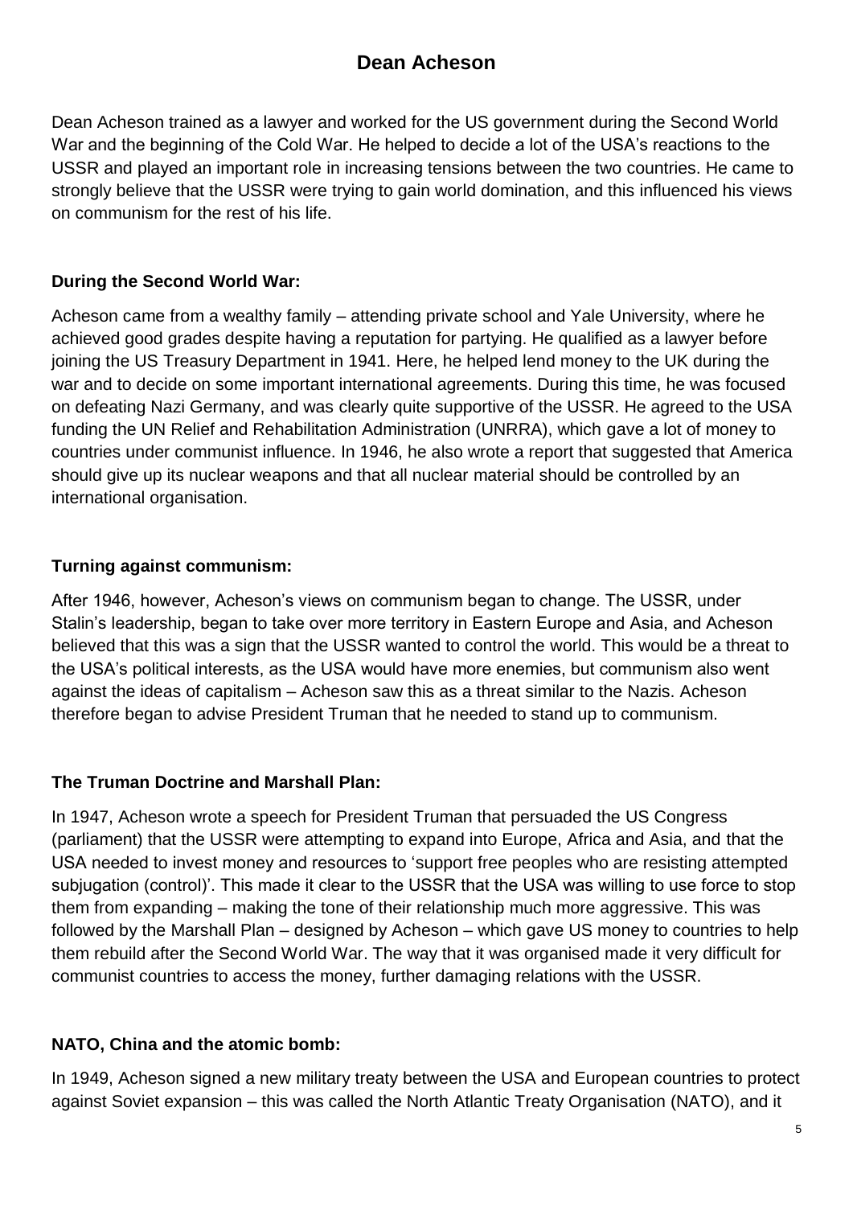# Dean Acheson

Dean Acheson trained as a lawyer and worked for the US government during the Second World War and the beginning of the Cold War. He helped to decide a lot of the USA's reactions to the USSR and played an important role in increasing tensions between the two countries. He came to strongly believe that the USSR were trying to gain world domination, and this influenced his views on communism for the rest of his life.

**During the Second World War:**

Acheson came from a wealthy family – attending private school and Yale University, where he achieved good grades despite having a reputation for partying. He qualified as a lawyer before joining the US Treasury Department in 1941. Here, he helped lend money to the UK during the war and to decide on some important international agreements. During this time, he was focused on defeating Nazi Germany, and was clearly quite supportive of the USSR. He agreed to the USA funding the UN Relief and Rehabilitation Administration (UNRRA), which gave a lot of money to countries under communist influence. In 1946, he also wrote a report that suggested that America should give up its nuclear weapons and that all nuclear material should be controlled by an international organisation.

**Turning against communism:**

After 1946, however, Acheson's views on communism began to change. The USSR, under Stalin's leadership, began to take over more territory in Eastern Europe and Asia, and Acheson believed that this was a sign that the USSR wanted to control the world. This would be a threat to the USA's political interests, as the USA would have more enemies, but communism also went against the ideas of capitalism – Acheson saw this as a threat similar to the Nazis. Acheson therefore began to advise President Truman that he needed to stand up to communism.

**The Truman Doctrine and Marshall Plan:**

In 1947, Acheson wrote a speech for President Truman that persuaded the US Congress (parliament) that the USSR were attempting to expand into Europe, Africa and Asia, and that the USA needed to invest money and resources to 'support free peoples who are resisting attempted subjugation (control)'. This made it clear to the USSR that the USA was willing to use force to stop them from expanding – making the tone of their relationship much more aggressive. This was followed by the Marshall Plan – designed by Acheson – which gave US money to countries to help them rebuild after the Second World War. The way that it was organised made it very difficult for communist countries to access the money, further damaging relations with the USSR.

**NATO, China and the atomic bomb:**

In 1949, Acheson signed a new military treaty between the USA and European countries to protect against Soviet expansion – this was called the North Atlantic Treaty Organisation (NATO), and it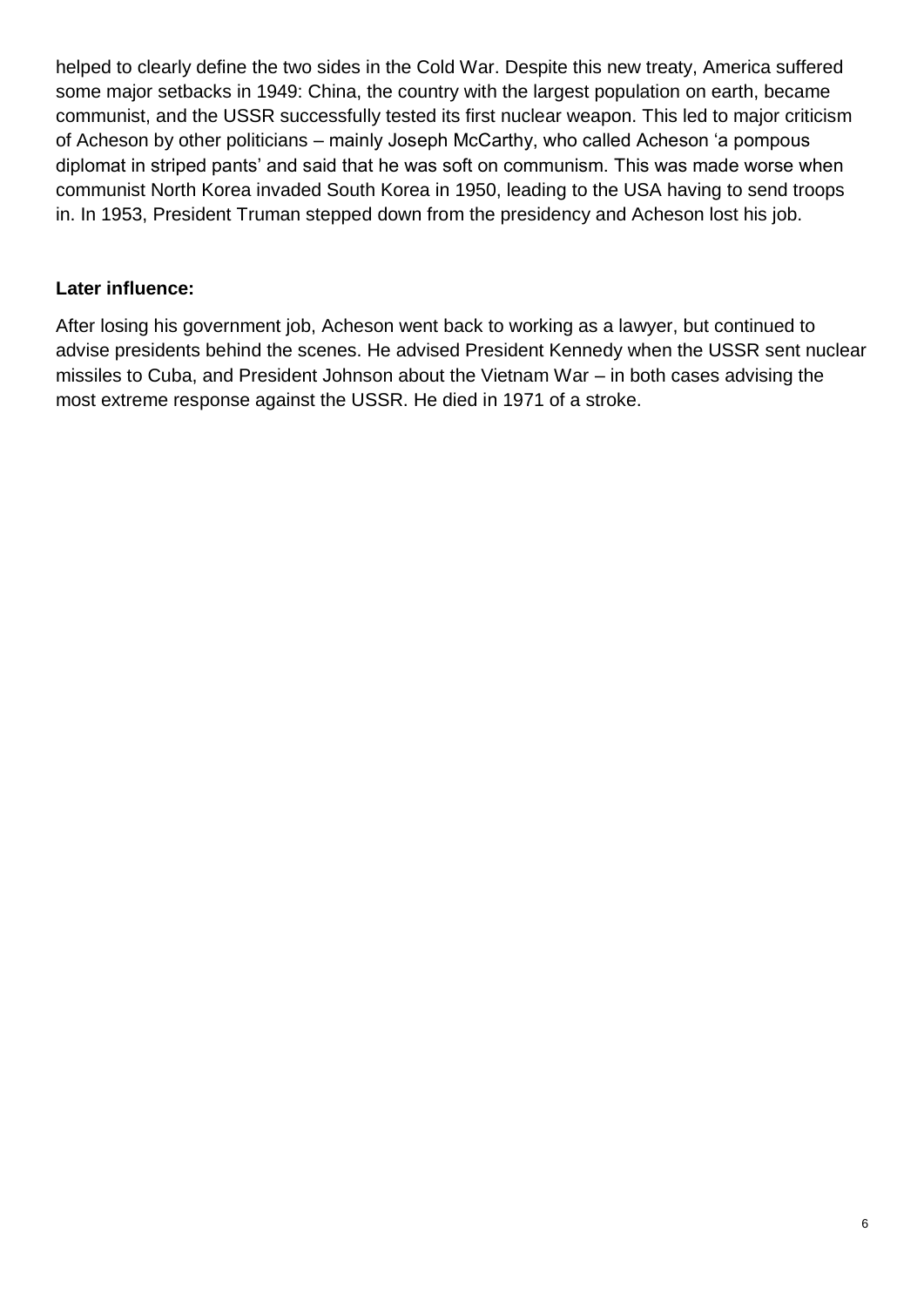helped to clearly define the two sides in the Cold War. Despite this new treaty, America suffered some major setbacks in 1949: China, the country with the largest population on earth, became communist, and the USSR successfully tested its first nuclear weapon. This led to major criticism of Acheson by other politicians – mainly Joseph McCarthy, who called Acheson 'a pompous diplomat in striped pants' and said that he was soft on communism. This was made worse when communist North Korea invaded South Korea in 1950, leading to the USA having to send troops in. In 1953, President Truman stepped down from the presidency and Acheson lost his job.

**Later influence:**

After losing his government job, Acheson went back to working as a lawyer, but continued to advise presidents behind the scenes. He advised President Kennedy when the USSR sent nuclear missiles to Cuba, and President Johnson about the Vietnam War – in both cases advising the most extreme response against the USSR. He died in 1971 of a stroke.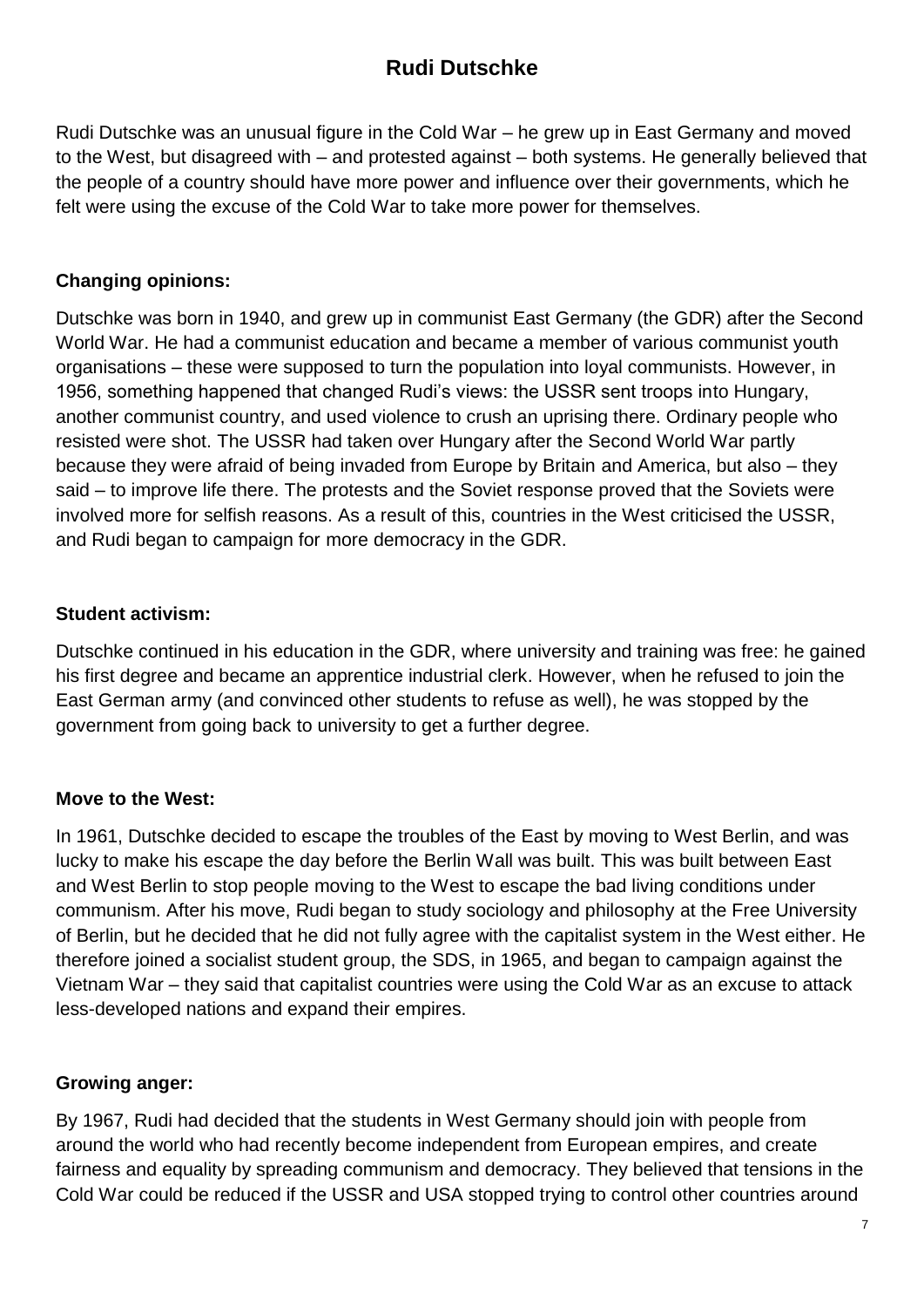# Rudi Dutschke

Rudi Dutschke was an unusual figure in the Cold War – he grew up in East Germany and moved to the West, but disagreed with – and protested against – both systems. He generally believed that the people of a country should have more power and influence over their governments, which he felt were using the excuse of the Cold War to take more power for themselves.

### Changing opinions:

Dutschke was born in 1940, and grew up in communist East Germany (the GDR) after the Second World War. He had a communist education and became a member of various communist youth organisations – these were supposed to turn the population into loyal communists. However, in 1956, something happened that changed Rudi's views: the USSR sent troops into Hungary, another communist country, and used violence to crush an uprising there. Ordinary people who resisted were shot. The USSR had taken over Hungary after the Second World War partly because they were afraid of being invaded from Europe by Britain and America, but also – they said – to improve life there. The protests and the Soviet response proved that the Soviets were involved more for selfish reasons. As a result of this, countries in the West criticised the USSR, and Rudi began to campaign for more democracy in the GDR.

### Student activism:

Dutschke continued in his education in the GDR, where university and training was free: he gained his first degree and became an apprentice industrial clerk. However, when he refused to join the East German army (and convinced other students to refuse as well), he was stopped by the government from going back to university to get a further degree.

### Move to the West:

In 1961, Dutschke decided to escape the troubles of the East by moving to West Berlin, and was lucky to make his escape the day before the Berlin Wall was built. This was built between East and West Berlin to stop people moving to the West to escape the bad living conditions under communism. After his move, Rudi began to study sociology and philosophy at the Free University of Berlin, but he decided that he did not fully agree with the capitalist system in the West either. He therefore joined a socialist student group, the SDS, in 1965, and began to campaign against the Vietnam War – they said that capitalist countries were using the Cold War as an excuse to attack less-developed nations and expand their empires.

### Growing anger:

By 1967, Rudi had decided that the students in West Germany should join with people from around the world who had recently become independent from European empires, and create fairness and equality by spreading communism and democracy. They believed that tensions in the Cold War could be reduced if the USSR and USA stopped trying to control other countries around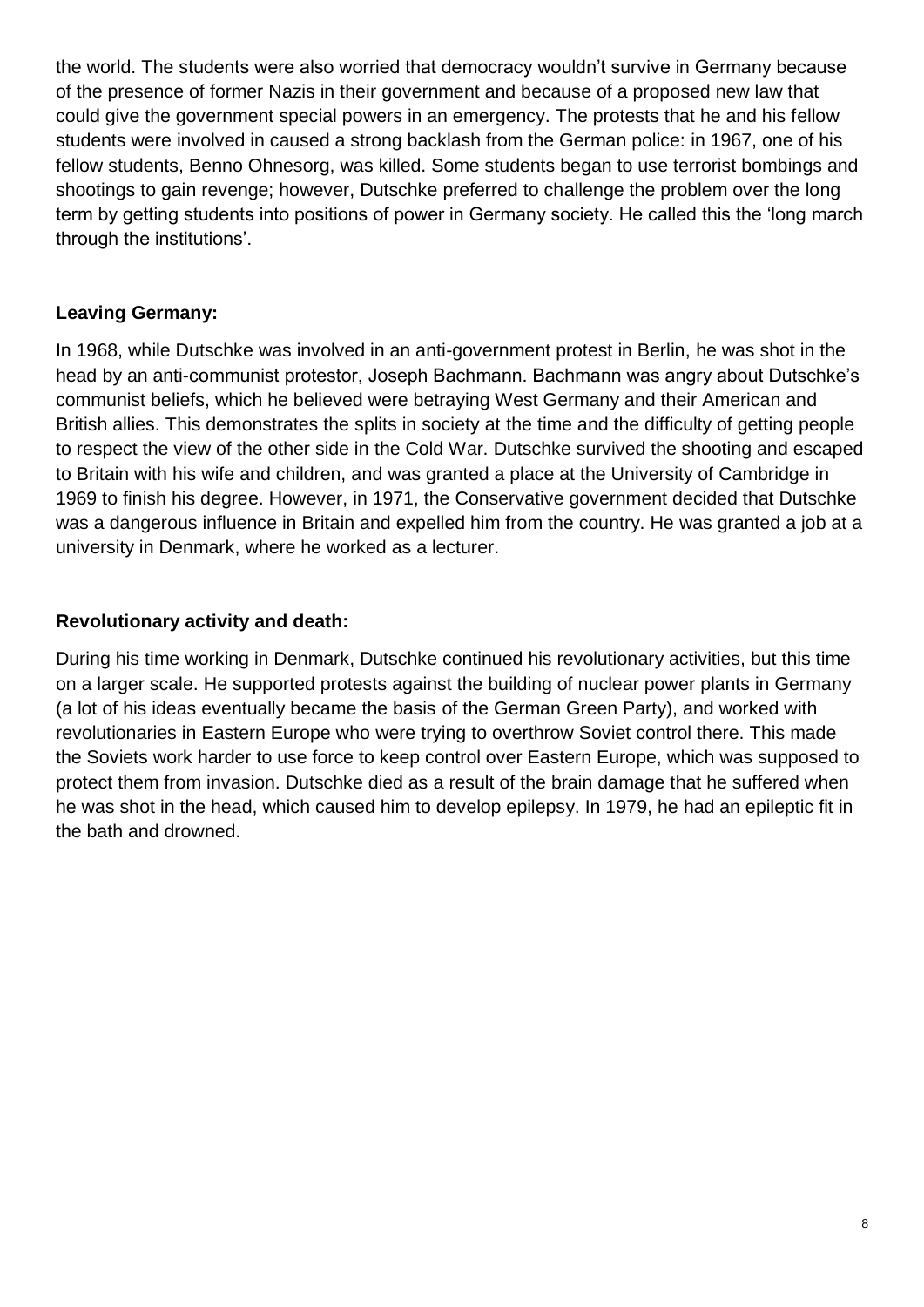the world. The students were also worried that democracy wouldn't survive in Germany because of the presence of former Nazis in their government and because of a proposed new law that could give the government special powers in an emergency. The protests that he and his fellow students were involved in caused a strong backlash from the German police: in 1967, one of his fellow students, Benno Ohnesorg, was killed. Some students began to use terrorist bombings and shootings to gain revenge; however, Dutschke preferred to challenge the problem over the long term by getting students into positions of power in Germany society. He called this the 'long march through the institutions'.

**Leaving Germany:**

In 1968, while Dutschke was involved in an anti-government protest in Berlin, he was shot in the head by an anti-communist protestor, Joseph Bachmann. Bachmann was angry about Dutschke's communist beliefs, which he believed were betraying West Germany and their American and British allies. This demonstrates the splits in society at the time and the difficulty of getting people to respect the view of the other side in the Cold War. Dutschke survived the shooting and escaped to Britain with his wife and children, and was granted a place at the University of Cambridge in 1969 to finish his degree. However, in 1971, the Conservative government decided that Dutschke was a dangerous influence in Britain and expelled him from the country. He was granted a job at a university in Denmark, where he worked as a lecturer.

**Revolutionary activity and death:**

During his time working in Denmark, Dutschke continued his revolutionary activities, but this time on a larger scale. He supported protests against the building of nuclear power plants in Germany (a lot of his ideas eventually became the basis of the German Green Party), and worked with revolutionaries in Eastern Europe who were trying to overthrow Soviet control there. This made the Soviets work harder to use force to keep control over Eastern Europe, which was supposed to protect them from invasion. Dutschke died as a result of the brain damage that he suffered when he was shot in the head, which caused him to develop epilepsy. In 1979, he had an epileptic fit in the bath and drowned.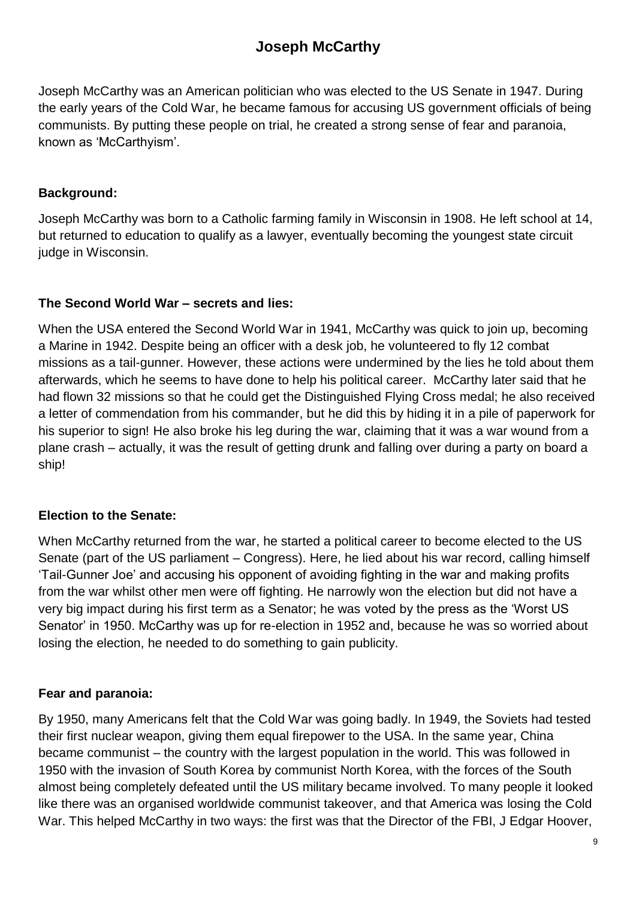# Joseph McCarthy

Joseph McCarthy was an American politician who was elected to the US Senate in 1947. During the early years of the Cold War, he became famous for accusing US government officials of being communists. By putting these people on trial, he created a strong sense of fear and paranoia, known as 'McCarthyism'.

### Background:

Joseph McCarthy was born to a Catholic farming family in Wisconsin in 1908. He left school at 14, but returned to education to qualify as a lawyer, eventually becoming the youngest state circuit judge in Wisconsin.

### The Second World War – secrets and lies:

When the USA entered the Second World War in 1941, McCarthy was quick to join up, becoming a Marine in 1942. Despite being an officer with a desk job, he volunteered to fly 12 combat missions as a tail-gunner. However, these actions were undermined by the lies he told about them afterwards, which he seems to have done to help his political career. McCarthy later said that he had flown 32 missions so that he could get the Distinguished Flying Cross medal; he also received a letter of commendation from his commander, but he did this by hiding it in a pile of paperwork for his superior to sign! He also broke his leg during the war, claiming that it was a war wound from a plane crash – actually, it was the result of getting drunk and falling over during a party on board a ship!

### Election to the Senate:

When McCarthy returned from the war, he started a political career to become elected to the US Senate (part of the US parliament – Congress). Here, he lied about his war record, calling himself 'Tail-Gunner Joe' and accusing his opponent of avoiding fighting in the war and making profits from the war whilst other men were off fighting. He narrowly won the election but did not have a very big impact during his first term as a Senator; he was voted by the press as the 'Worst US Senator' in 1950. McCarthy was up for re-election in 1952 and, because he was so worried about losing the election, he needed to do something to gain publicity.

### Fear and paranoia:

By 1950, many Americans felt that the Cold War was going badly. In 1949, the Soviets had tested their first nuclear weapon, giving them equal firepower to the USA. In the same year, China became communist – the country with the largest population in the world. This was followed in 1950 with the invasion of South Korea by communist North Korea, with the forces of the South almost being completely defeated until the US military became involved. To many people it looked like there was an organised worldwide communist takeover, and that America was losing the Cold War. This helped McCarthy in two ways: the first was that the Director of the FBI, J Edgar Hoover,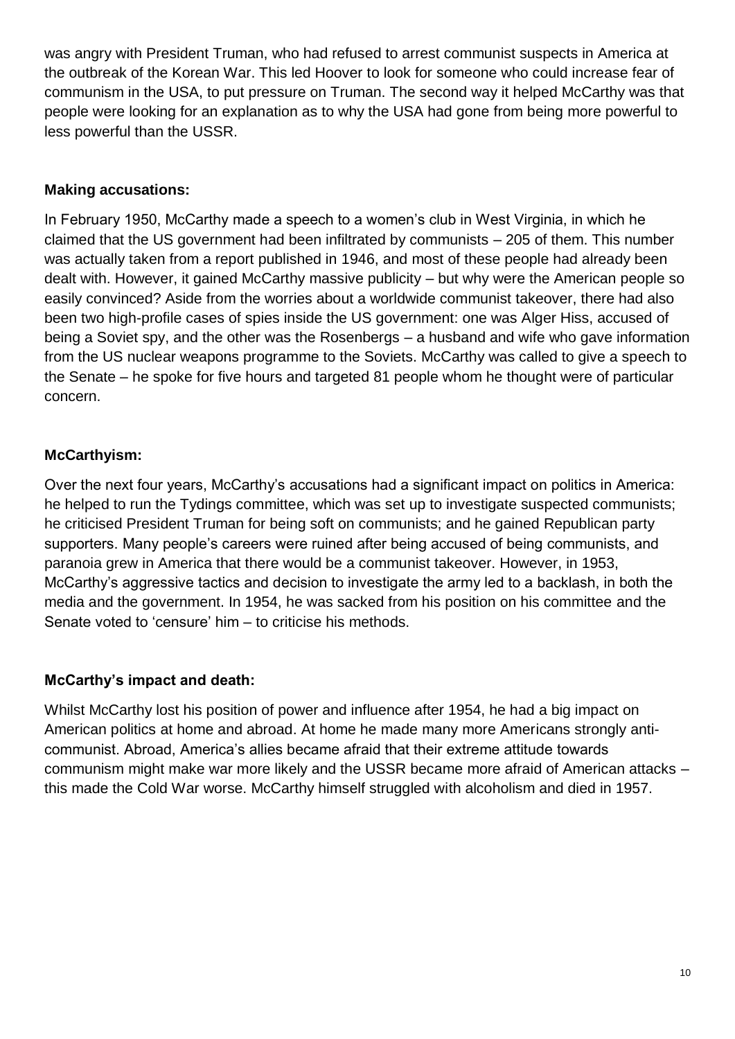was angry with President Truman, who had refused to arrest communist suspects in America at the outbreak of the Korean War. This led Hoover to look for someone who could increase fear of communism in the USA, to put pressure on Truman. The second way it helped McCarthy was that people were looking for an explanation as to why the USA had gone from being more powerful to less powerful than the USSR.

**Making accusations:**

In February 1950, McCarthy made a speech to a women's club in West Virginia, in which he claimed that the US government had been infiltrated by communists – 205 of them. This number was actually taken from a report published in 1946, and most of these people had already been dealt with. However, it gained McCarthy massive publicity – but why were the American people so easily convinced? Aside from the worries about a worldwide communist takeover, there had also been two high-profile cases of spies inside the US government: one was Alger Hiss, accused of being a Soviet spy, and the other was the Rosenbergs – a husband and wife who gave information from the US nuclear weapons programme to the Soviets. McCarthy was called to give a speech to the Senate – he spoke for five hours and targeted 81 people whom he thought were of particular concern.

**McCarthyism:**

Over the next four years, McCarthy's accusations had a significant impact on politics in America: he helped to run the Tydings committee, which was set up to investigate suspected communists; he criticised President Truman for being soft on communists; and he gained Republican party supporters. Many people's careers were ruined after being accused of being communists, and paranoia grew in America that there would be a communist takeover. However, in 1953, McCarthy's aggressive tactics and decision to investigate the army led to a backlash, in both the media and the government. In 1954, he was sacked from his position on his committee and the Senate voted to 'censure' him – to criticise his methods.

**McCarthy's impact and death:**

Whilst McCarthy lost his position of power and influence after 1954, he had a big impact on American politics at home and abroad. At home he made many more Americans strongly anti-communist. Abroad, America's allies became afraid that their extreme attitude towards communism might make war more likely and the USSR became more afraid of American attacks – this made the Cold War worse. McCarthy himself struggled with alcoholism and died in 1957.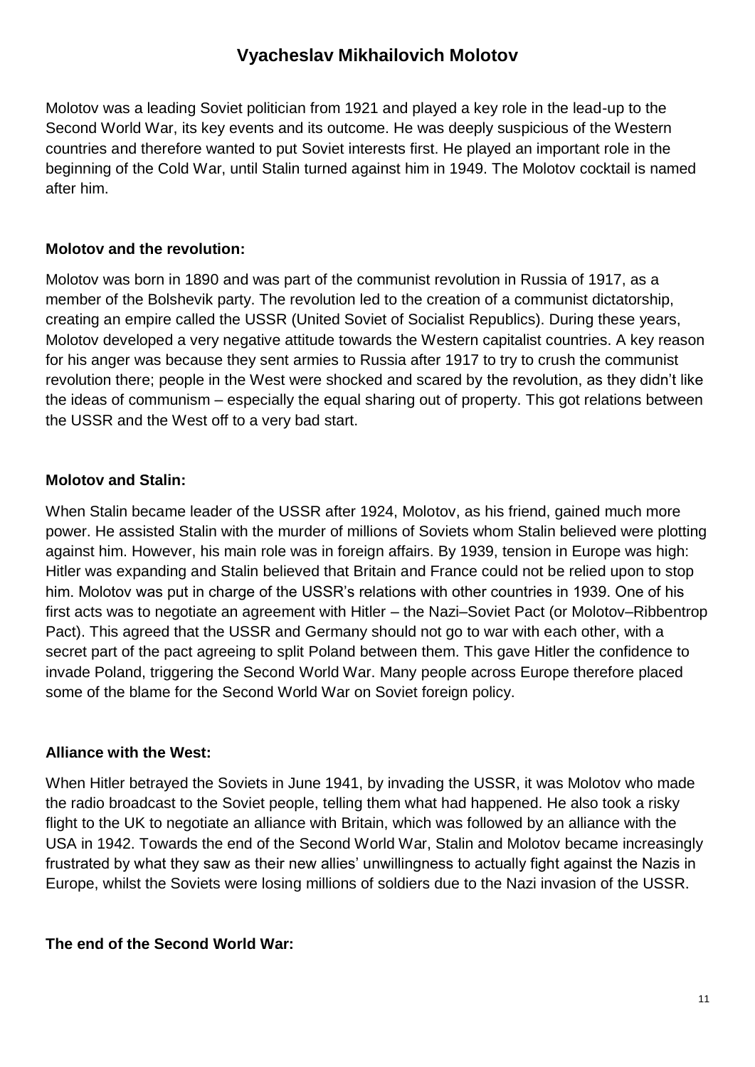# Vyacheslav Mikhailovich Molotov

Molotov was a leading Soviet politician from 1921 and played a key role in the lead-up to the Second World War, its key events and its outcome. He was deeply suspicious of the Western countries and therefore wanted to put Soviet interests first. He played an important role in the beginning of the Cold War, until Stalin turned against him in 1949. The Molotov cocktail is named after him.

**Molotov and the revolution:**

Molotov was born in 1890 and was part of the communist revolution in Russia of 1917, as a member of the Bolshevik party. The revolution led to the creation of a communist dictatorship, creating an empire called the USSR (United Soviet of Socialist Republics). During these years, Molotov developed a very negative attitude towards the Western capitalist countries. A key reason for his anger was because they sent armies to Russia after 1917 to try to crush the communist revolution there; people in the West were shocked and scared by the revolution, as they didn't like the ideas of communism – especially the equal sharing out of property. This got relations between the USSR and the West off to a very bad start.

**Molotov and Stalin:**

When Stalin became leader of the USSR after 1924, Molotov, as his friend, gained much more power. He assisted Stalin with the murder of millions of Soviets whom Stalin believed were plotting against him. However, his main role was in foreign affairs. By 1939, tension in Europe was high: Hitler was expanding and Stalin believed that Britain and France could not be relied upon to stop him. Molotov was put in charge of the USSR's relations with other countries in 1939. One of his first acts was to negotiate an agreement with Hitler – the Nazi–Soviet Pact (or Molotov–Ribbentrop Pact). This agreed that the USSR and Germany should not go to war with each other, with a secret part of the pact agreeing to split Poland between them. This gave Hitler the confidence to invade Poland, triggering the Second World War. Many people across Europe therefore placed some of the blame for the Second World War on Soviet foreign policy.

**Alliance with the West:**

When Hitler betrayed the Soviets in June 1941, by invading the USSR, it was Molotov who made the radio broadcast to the Soviet people, telling them what had happened. He also took a risky flight to the UK to negotiate an alliance with Britain, which was followed by an alliance with the USA in 1942. Towards the end of the Second World War, Stalin and Molotov became increasingly frustrated by what they saw as their new allies' unwillingness to actually fight against the Nazis in Europe, whilst the Soviets were losing millions of soldiers due to the Nazi invasion of the USSR.

**The end of the Second World War:**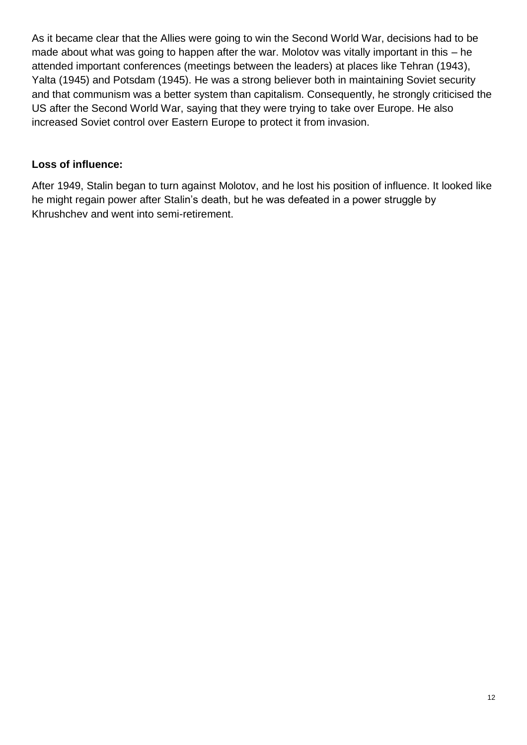As it became clear that the Allies were going to win the Second World War, decisions had to be made about what was going to happen after the war. Molotov was vitally important in this – he attended important conferences (meetings between the leaders) at places like Tehran (1943), Yalta (1945) and Potsdam (1945). He was a strong believer both in maintaining Soviet security and that communism was a better system than capitalism. Consequently, he strongly criticised the US after the Second World War, saying that they were trying to take over Europe. He also increased Soviet control over Eastern Europe to protect it from invasion.

**Loss of influence:**

After 1949, Stalin began to turn against Molotov, and he lost his position of influence. It looked like he might regain power after Stalin's death, but he was defeated in a power struggle by Khrushchev and went into semi-retirement.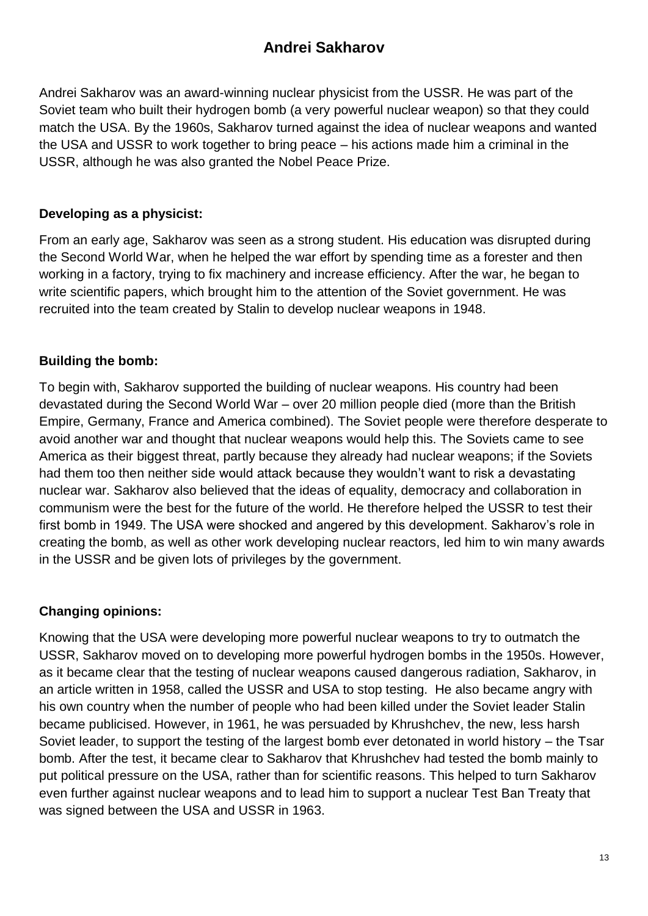# Andrei Sakharov

Andrei Sakharov was an award-winning nuclear physicist from the USSR. He was part of the Soviet team who built their hydrogen bomb (a very powerful nuclear weapon) so that they could match the USA. By the 1960s, Sakharov turned against the idea of nuclear weapons and wanted the USA and USSR to work together to bring peace – his actions made him a criminal in the USSR, although he was also granted the Nobel Peace Prize.

**Developing as a physicist:**

From an early age, Sakharov was seen as a strong student. His education was disrupted during the Second World War, when he helped the war effort by spending time as a forester and then working in a factory, trying to fix machinery and increase efficiency. After the war, he began to write scientific papers, which brought him to the attention of the Soviet government. He was recruited into the team created by Stalin to develop nuclear weapons in 1948.

**Building the bomb:**

To begin with, Sakharov supported the building of nuclear weapons. His country had been devastated during the Second World War – over 20 million people died (more than the British Empire, Germany, France and America combined). The Soviet people were therefore desperate to avoid another war and thought that nuclear weapons would help this. The Soviets came to see America as their biggest threat, partly because they already had nuclear weapons; if the Soviets had them too then neither side would attack because they wouldn't want to risk a devastating nuclear war. Sakharov also believed that the ideas of equality, democracy and collaboration in communism were the best for the future of the world. He therefore helped the USSR to test their first bomb in 1949. The USA were shocked and angered by this development. Sakharov's role in creating the bomb, as well as other work developing nuclear reactors, led him to win many awards in the USSR and be given lots of privileges by the government.

**Changing opinions:**

Knowing that the USA were developing more powerful nuclear weapons to try to outmatch the USSR, Sakharov moved on to developing more powerful hydrogen bombs in the 1950s. However, as it became clear that the testing of nuclear weapons caused dangerous radiation, Sakharov, in an article written in 1958, called the USSR and USA to stop testing. He also became angry with his own country when the number of people who had been killed under the Soviet leader Stalin became publicised. However, in 1961, he was persuaded by Khrushchev, the new, less harsh Soviet leader, to support the testing of the largest bomb ever detonated in world history – the Tsar bomb. After the test, it became clear to Sakharov that Khrushchev had tested the bomb mainly to put political pressure on the USA, rather than for scientific reasons. This helped to turn Sakharov even further against nuclear weapons and to lead him to support a nuclear Test Ban Treaty that was signed between the USA and USSR in 1963.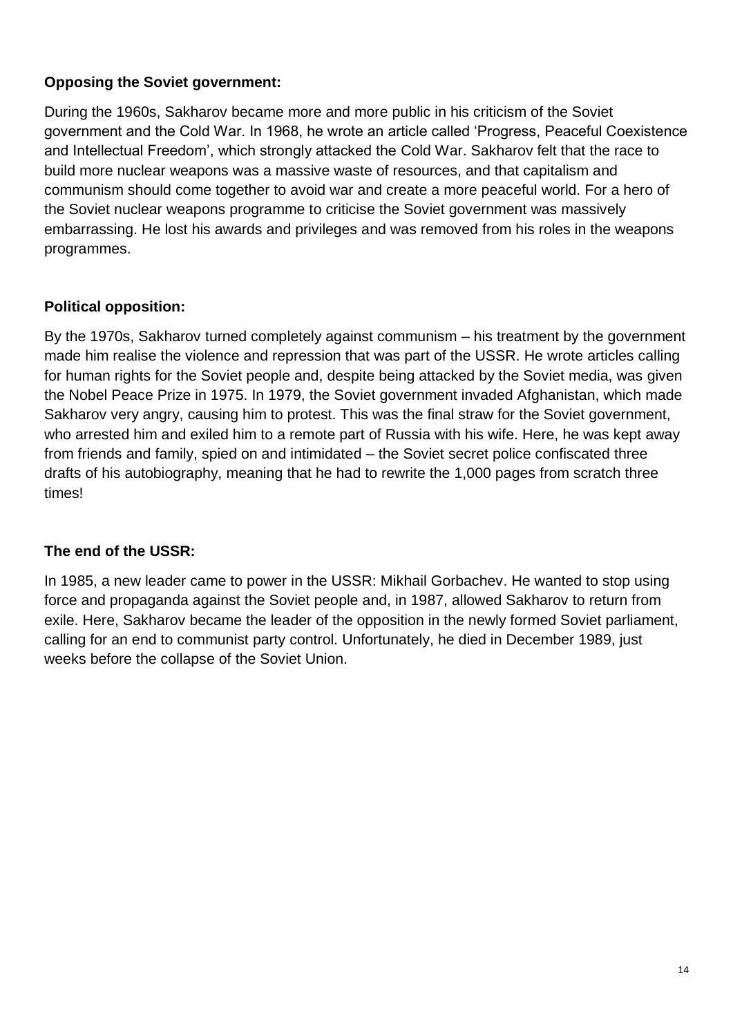**Opposing the Soviet government:**

During the 1960s, Sakharov became more and more public in his criticism of the Soviet government and the Cold War. In 1968, he wrote an article called 'Progress, Peaceful Coexistence and Intellectual Freedom', which strongly attacked the Cold War. Sakharov felt that the race to build more nuclear weapons was a massive waste of resources, and that capitalism and communism should come together to avoid war and create a more peaceful world. For a hero of the Soviet nuclear weapons programme to criticise the Soviet government was massively embarrassing. He lost his awards and privileges and was removed from his roles in the weapons programmes.

**Political opposition:**

By the 1970s, Sakharov turned completely against communism – his treatment by the government made him realise the violence and repression that was part of the USSR. He wrote articles calling for human rights for the Soviet people and, despite being attacked by the Soviet media, was given the Nobel Peace Prize in 1975. In 1979, the Soviet government invaded Afghanistan, which made Sakharov very angry, causing him to protest. This was the final straw for the Soviet government, who arrested him and exiled him to a remote part of Russia with his wife. Here, he was kept away from friends and family, spied on and intimidated – the Soviet secret police confiscated three drafts of his autobiography, meaning that he had to rewrite the 1,000 pages from scratch three times!

**The end of the USSR:**

In 1985, a new leader came to power in the USSR: Mikhail Gorbachev. He wanted to stop using force and propaganda against the Soviet people and, in 1987, allowed Sakharov to return from exile. Here, Sakharov became the leader of the opposition in the newly formed Soviet parliament, calling for an end to communist party control. Unfortunately, he died in December 1989, just weeks before the collapse of the Soviet Union.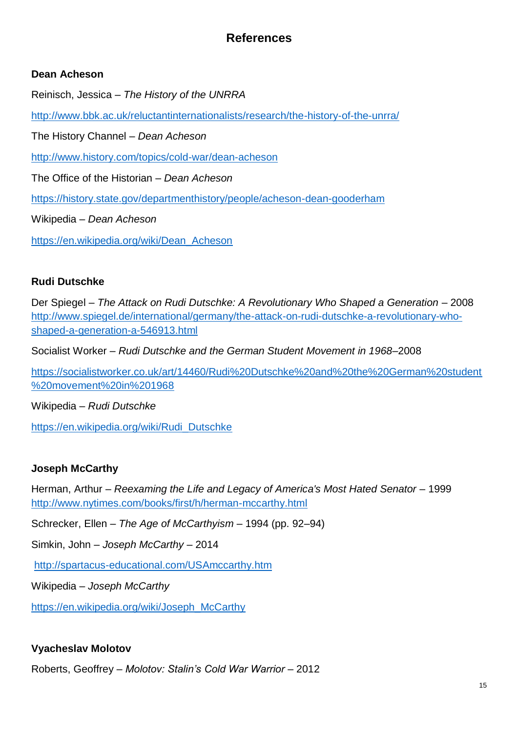## References

**Dean Acheson**

Reinisch, Jessica – *The History of the UNRRA*

http://www.bbk.ac.uk/reluctantinternationalists/research/the-history-of-the-unrra/

The History Channel – *Dean Acheson*

http://www.history.com/topics/cold-war/dean-acheson

The Office of the Historian – *Dean Acheson*

https://history.state.gov/departmenthistory/people/acheson-dean-gooderham

Wikipedia – *Dean Acheson*

https://en.wikipedia.org/wiki/Dean_Acheson

**Rudi Dutschke**

Der Spiegel – *The Attack on Rudi Dutschke: A Revolutionary Who Shaped a Generation* – 2008
http://www.spiegel.de/international/germany/the-attack-on-rudi-dutschke-a-revolutionary-who-shaped-a-generation-a-546913.html

Socialist Worker – *Rudi Dutschke and the German Student Movement in 1968*–2008

https://socialistworker.co.uk/art/14460/Rudi%20Dutschke%20and%20the%20German%20student%20movement%20in%201968

Wikipedia – *Rudi Dutschke*

https://en.wikipedia.org/wiki/Rudi_Dutschke

**Joseph McCarthy**

Herman, Arthur – *Reexaming the Life and Legacy of America's Most Hated Senator* – 1999
http://www.nytimes.com/books/first/h/herman-mccarthy.html

Schrecker, Ellen – *The Age of McCarthyism* – 1994 (pp. 92–94)

Simkin, John – *Joseph McCarthy* – 2014

http://spartacus-educational.com/USAmccarthy.htm

Wikipedia – *Joseph McCarthy*

https://en.wikipedia.org/wiki/Joseph_McCarthy

**Vyacheslav Molotov**

Roberts, Geoffrey – *Molotov: Stalin's Cold War Warrior* – 2012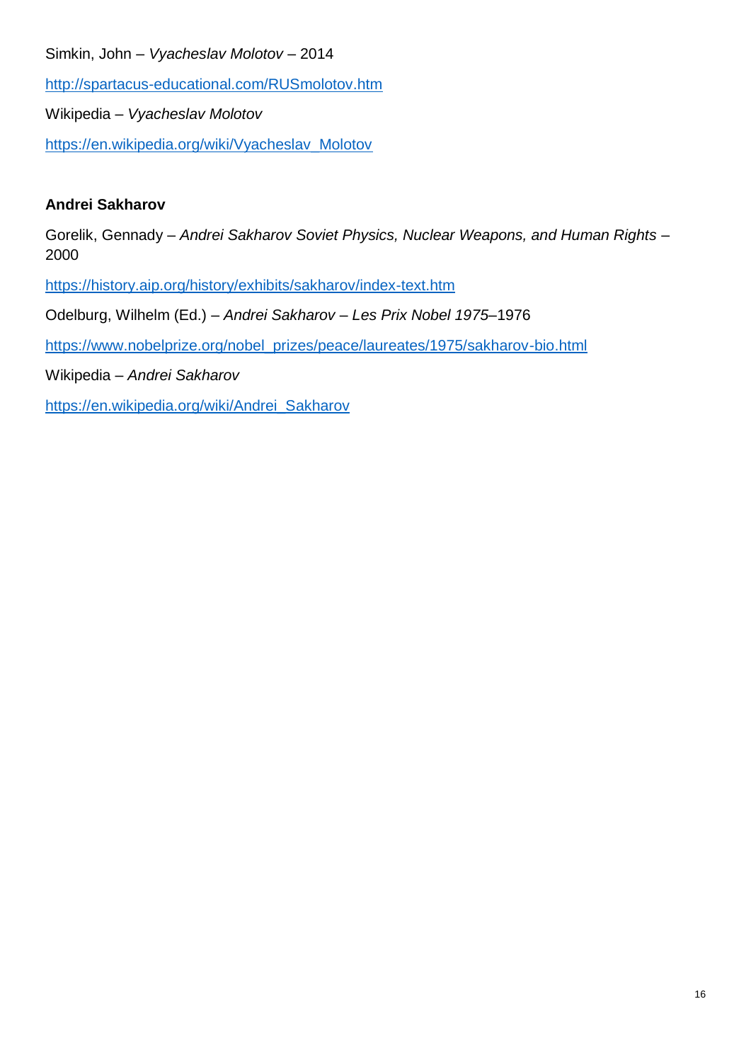Simkin, John – *Vyacheslav Molotov* – 2014

http://spartacus-educational.com/RUSmolotov.htm

Wikipedia – *Vyacheslav Molotov*

https://en.wikipedia.org/wiki/Vyacheslav_Molotov

**Andrei Sakharov**

Gorelik, Gennady – *Andrei Sakharov Soviet Physics, Nuclear Weapons, and Human Rights* – 2000

https://history.aip.org/history/exhibits/sakharov/index-text.htm

Odelburg, Wilhelm (Ed.) – *Andrei Sakharov – Les Prix Nobel 1975*–1976

https://www.nobelprize.org/nobel_prizes/peace/laureates/1975/sakharov-bio.html

Wikipedia – *Andrei Sakharov*

https://en.wikipedia.org/wiki/Andrei_Sakharov